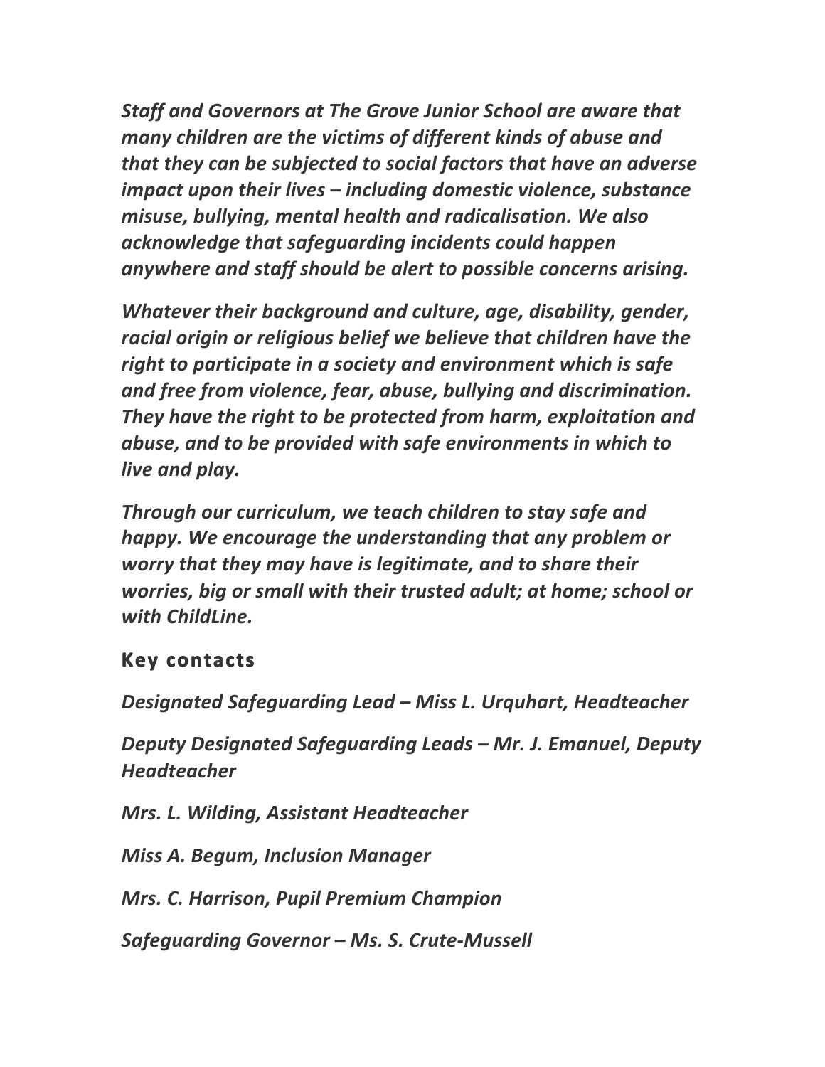*Staff and Governors at The Grove Junior School are aware that many children are the victims of different kinds of abuse and that they can be subjected to social factors that have an adverse impact upon their lives – including domestic violence, substance misuse, bullying, mental health and radicalisation. We also acknowledge that safeguarding incidents could happen anywhere and staff should be alert to possible concerns arising.*

*Whatever their background and culture, age, disability, gender, racial origin or religious belief we believe that children have the right to participate in a society and environment which is safe and free from violence, fear, abuse, bullying and discrimination. They have the right to be protected from harm, exploitation and abuse, and to be provided with safe environments in which to live and play.*

*Through our curriculum, we teach children to stay safe and happy. We encourage the understanding that any problem or worry that they may have is legitimate, and to share their worries, big or small with their trusted adult; at home; school or with ChildLine.*

## Key contacts

*Designated Safeguarding Lead – Miss L. Urquhart, Headteacher*

*Deputy Designated Safeguarding Leads – Mr. J. Emanuel, Deputy Headteacher*

*Mrs. L. Wilding, Assistant Headteacher*

*Miss A. Begum, Inclusion Manager*

*Mrs. C. Harrison, Pupil Premium Champion*

*Safeguarding Governor – Ms. S. Crute-Mussell*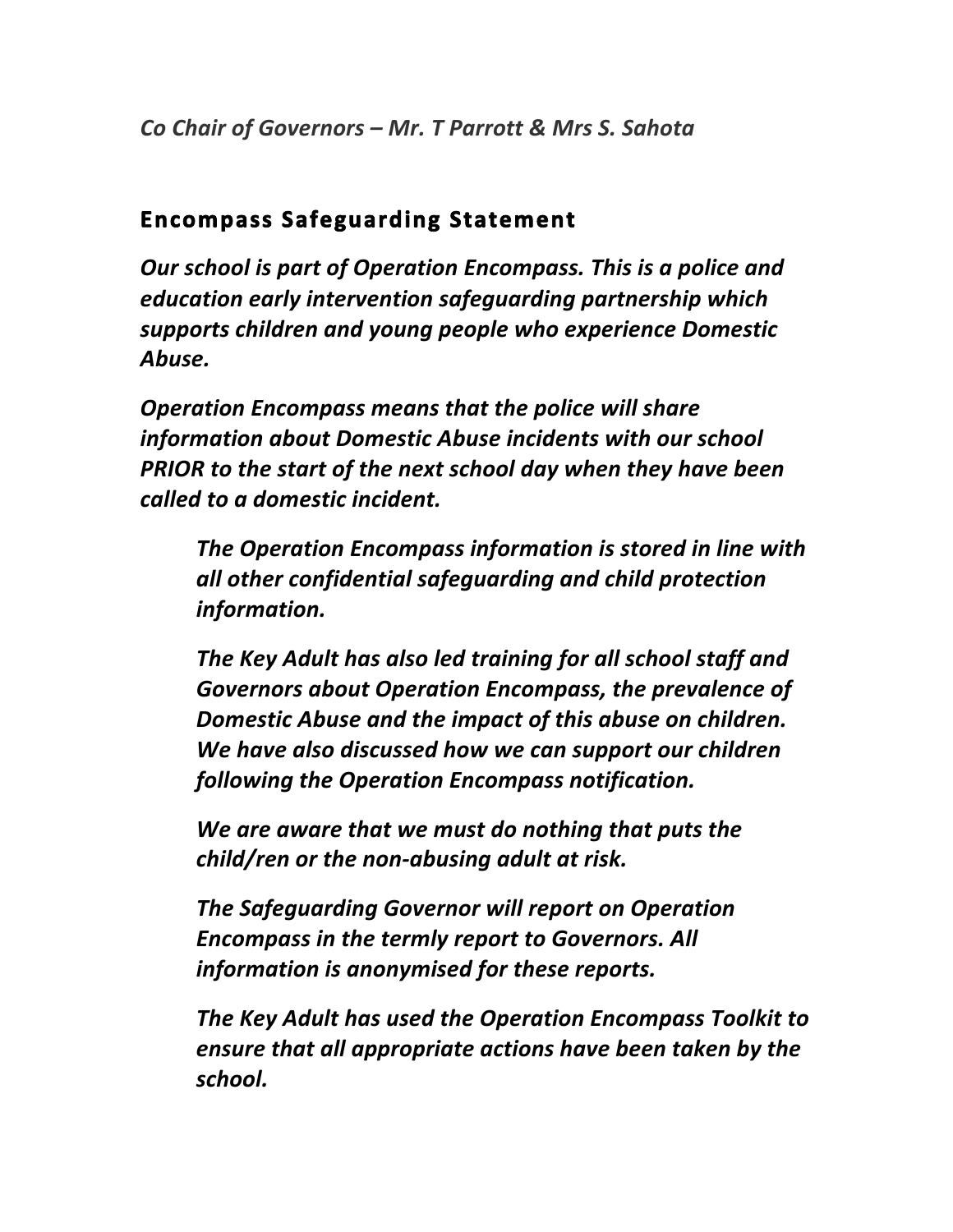*Co Chair of Governors – Mr. T Parrott & Mrs S. Sahota*

## Encompass Safeguarding Statement

***Our school is part of Operation Encompass. This is a police and education early intervention safeguarding partnership which supports children and young people who experience Domestic Abuse.***

***Operation Encompass means that the police will share information about Domestic Abuse incidents with our school PRIOR to the start of the next school day when they have been called to a domestic incident.***

> ***The Operation Encompass information is stored in line with all other confidential safeguarding and child protection information.***
>
> ***The Key Adult has also led training for all school staff and Governors about Operation Encompass, the prevalence of Domestic Abuse and the impact of this abuse on children. We have also discussed how we can support our children following the Operation Encompass notification.***
>
> ***We are aware that we must do nothing that puts the child/ren or the non-abusing adult at risk.***
>
> ***The Safeguarding Governor will report on Operation Encompass in the termly report to Governors. All information is anonymised for these reports.***
>
> ***The Key Adult has used the Operation Encompass Toolkit to ensure that all appropriate actions have been taken by the school.***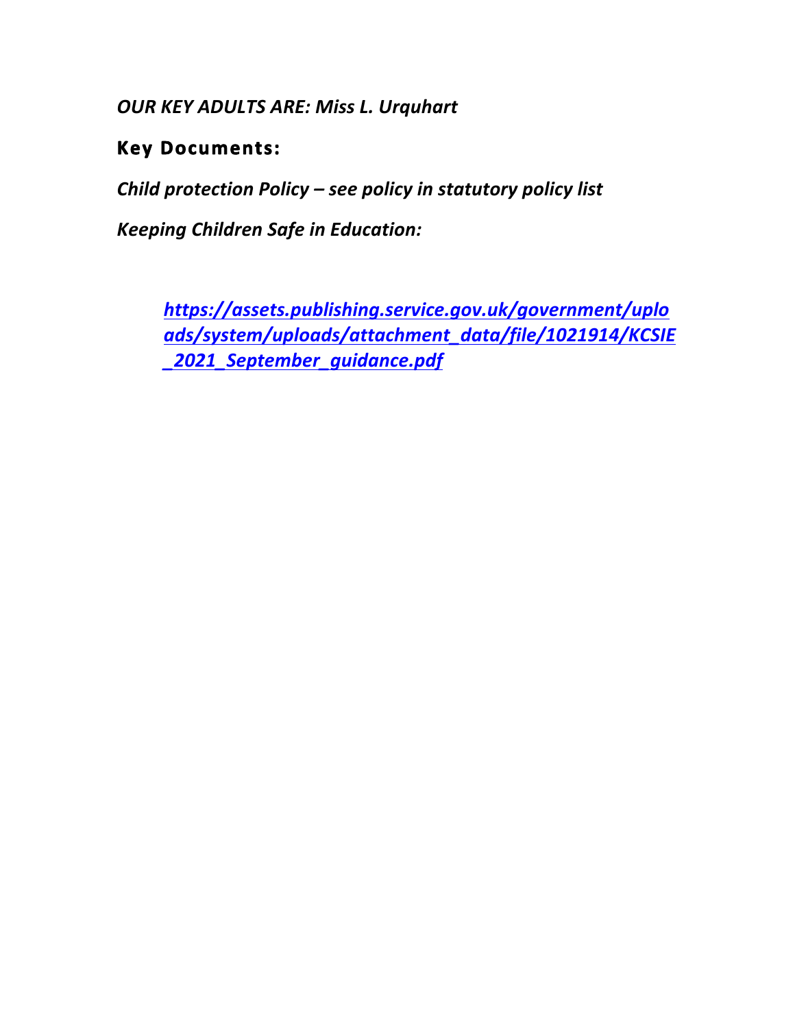*OUR KEY ADULTS ARE: Miss L. Urquhart*

## Key Documents:

*Child protection Policy – see policy in statutory policy list*

*Keeping Children Safe in Education:*

> *https://assets.publishing.service.gov.uk/government/uploads/system/uploads/attachment_data/file/1021914/KCSIE_2021_September_guidance.pdf*